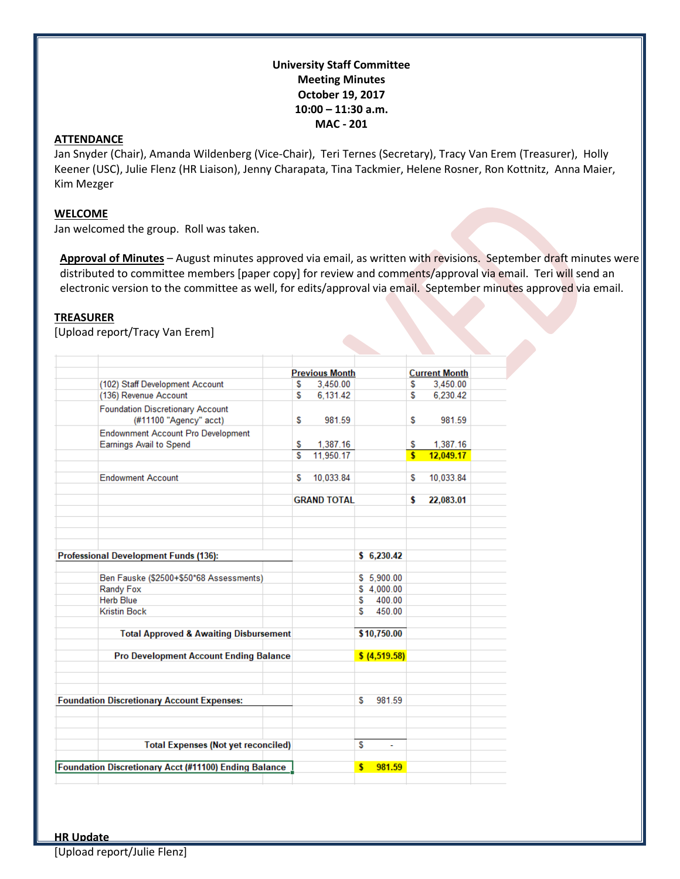**University Staff Committee**
**Meeting Minutes**
**October 19, 2017**
**10:00 – 11:30 a.m.**
**MAC - 201**

## ATTENDANCE

Jan Snyder (Chair), Amanda Wildenberg (Vice-Chair), Teri Ternes (Secretary), Tracy Van Erem (Treasurer), Holly Keener (USC), Julie Flenz (HR Liaison), Jenny Charapata, Tina Tackmier, Helene Rosner, Ron Kottnitz, Anna Maier, Kim Mezger

## WELCOME

Jan welcomed the group. Roll was taken.

**Approval of Minutes** – August minutes approved via email, as written with revisions. September draft minutes were distributed to committee members [paper copy] for review and comments/approval via email. Teri will send an electronic version to the committee as well, for edits/approval via email. September minutes approved via email.

## TREASURER

[Upload report/Tracy Van Erem]

| | Previous Month | Current Month |
|---|---|---|
| (102) Staff Development Account | $ 3,450.00 | $ 3,450.00 |
| (136) Revenue Account | $ 6,131.42 | $ 6,230.42 |
| Foundation Discretionary Account (#11100 "Agency" acct) | $ 981.59 | $ 981.59 |
| Endownment Account Pro Development Earnings Avail to Spend | $ 1,387.16 | $ 1,387.16 |
| | $ 11,950.17 | $ 12,049.17 |
| Endowment Account | $ 10,033.84 | $ 10,033.84 |
| GRAND TOTAL | | $ 22,083.01 |

| Professional Development Funds (136): | $ 6,230.42 |
|---|---|
| Ben Fauske ($2500+$50*68 Assessments) | $ 5,900.00 |
| Randy Fox | $ 4,000.00 |
| Herb Blue | $ 400.00 |
| Kristin Bock | $ 450.00 |
| Total Approved & Awaiting Disbursement | $10,750.00 |
| Pro Development Account Ending Balance | $ (4,519.58) |

| Foundation Discretionary Account Expenses: | $ 981.59 |
|---|---|
| Total Expenses (Not yet reconciled) | $ - |
| Foundation Discretionary Acct (#11100) Ending Balance | $ 981.59 |

## HR Update

[Upload report/Julie Flenz]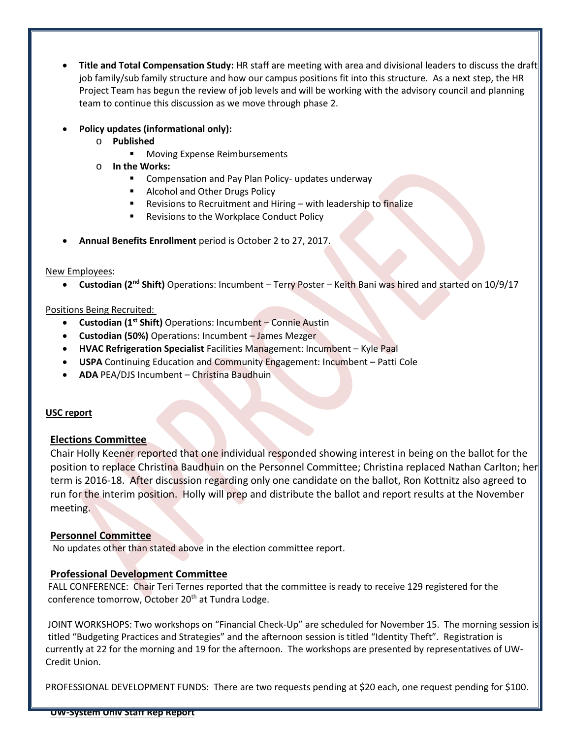- **Title and Total Compensation Study:** HR staff are meeting with area and divisional leaders to discuss the draft job family/sub family structure and how our campus positions fit into this structure. As a next step, the HR Project Team has begun the review of job levels and will be working with the advisory council and planning team to continue this discussion as we move through phase 2.

- **Policy updates (informational only):**
  - **Published**
    - Moving Expense Reimbursements
  - **In the Works:**
    - Compensation and Pay Plan Policy- updates underway
    - Alcohol and Other Drugs Policy
    - Revisions to Recruitment and Hiring – with leadership to finalize
    - Revisions to the Workplace Conduct Policy

- **Annual Benefits Enrollment** period is October 2 to 27, 2017.

New Employees:

- **Custodian (2nd Shift)** Operations: Incumbent – Terry Poster – Keith Bani was hired and started on 10/9/17

Positions Being Recruited:

- **Custodian (1st Shift)** Operations: Incumbent – Connie Austin
- **Custodian (50%)** Operations: Incumbent – James Mezger
- **HVAC Refrigeration Specialist** Facilities Management: Incumbent – Kyle Paal
- **USPA** Continuing Education and Community Engagement: Incumbent – Patti Cole
- **ADA** PEA/DJS Incumbent – Christina Baudhuin

**USC report**

**Elections Committee**

Chair Holly Keener reported that one individual responded showing interest in being on the ballot for the position to replace Christina Baudhuin on the Personnel Committee; Christina replaced Nathan Carlton; her term is 2016-18. After discussion regarding only one candidate on the ballot, Ron Kottnitz also agreed to run for the interim position. Holly will prep and distribute the ballot and report results at the November meeting.

**Personnel Committee**

No updates other than stated above in the election committee report.

**Professional Development Committee**

FALL CONFERENCE: Chair Teri Ternes reported that the committee is ready to receive 129 registered for the conference tomorrow, October 20th at Tundra Lodge.

JOINT WORKSHOPS: Two workshops on "Financial Check-Up" are scheduled for November 15. The morning session is titled "Budgeting Practices and Strategies" and the afternoon session is titled "Identity Theft". Registration is currently at 22 for the morning and 19 for the afternoon. The workshops are presented by representatives of UW-Credit Union.

PROFESSIONAL DEVELOPMENT FUNDS: There are two requests pending at $20 each, one request pending for $100.

**UW-System Univ Staff Rep Report**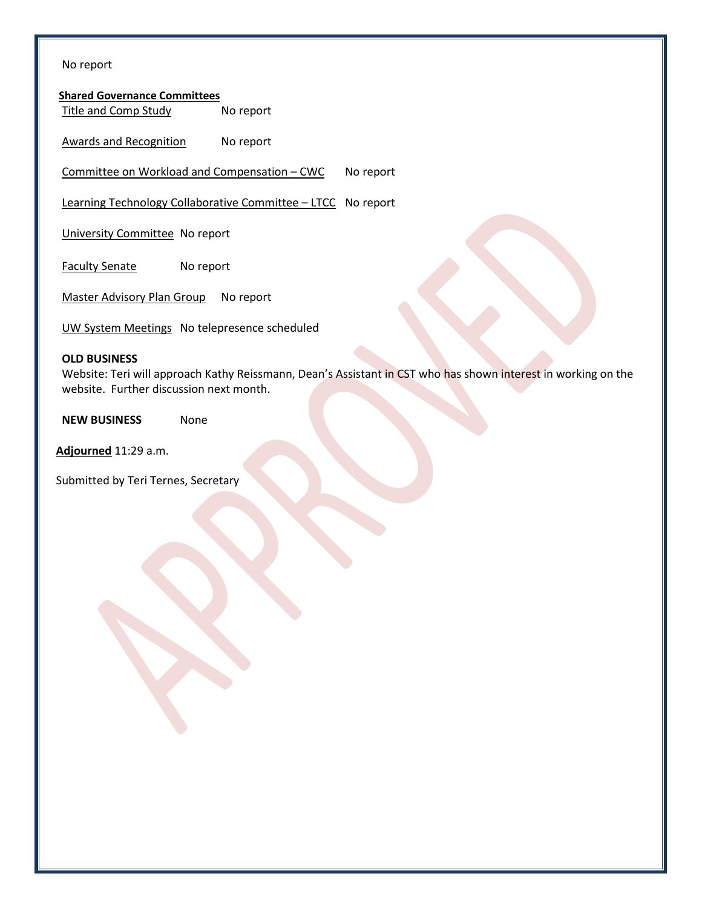No report

**Shared Governance Committees**

Title and Comp Study No report

Awards and Recognition No report

Committee on Workload and Compensation – CWC No report

Learning Technology Collaborative Committee – LTCC No report

University Committee No report

Faculty Senate No report

Master Advisory Plan Group No report

UW System Meetings No telepresence scheduled

**OLD BUSINESS**

Website: Teri will approach Kathy Reissmann, Dean's Assistant in CST who has shown interest in working on the website. Further discussion next month.

**NEW BUSINESS** None

**Adjourned** 11:29 a.m.

Submitted by Teri Ternes, Secretary